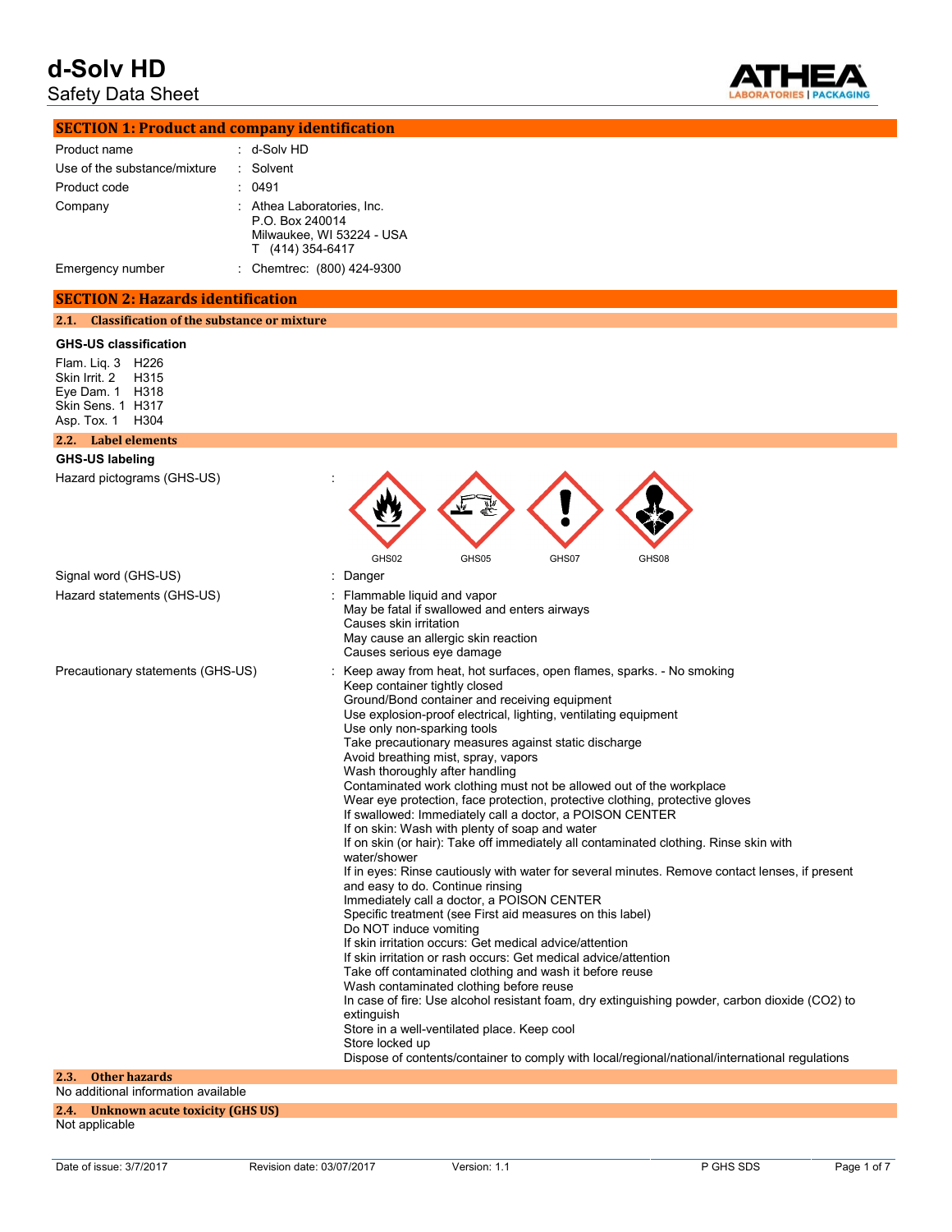# d-Solv HD

Safety Data Sheet

## SECTION 1: Product and company identification

| | |
|---|---|
| Product name | : d-Solv HD |
| Use of the substance/mixture | : Solvent |
| Product code | : 0491 |
| Company | : Athea Laboratories, Inc.<br>P.O. Box 240014<br>Milwaukee, WI 53224 - USA<br>T (414) 354-6417 |
| Emergency number | : Chemtrec: (800) 424-9300 |

## SECTION 2: Hazards identification

### 2.1. Classification of the substance or mixture

**GHS-US classification**

Flam. Liq. 3 H226
Skin Irrit. 2 H315
Eye Dam. 1 H318
Skin Sens. 1 H317
Asp. Tox. 1 H304

### 2.2. Label elements

**GHS-US labeling**

Hazard pictograms (GHS-US) : GHS02 GHS05 GHS07 GHS08

Signal word (GHS-US) : Danger

Hazard statements (GHS-US) :
Flammable liquid and vapor
May be fatal if swallowed and enters airways
Causes skin irritation
May cause an allergic skin reaction
Causes serious eye damage

Precautionary statements (GHS-US) :
Keep away from heat, hot surfaces, open flames, sparks. - No smoking
Keep container tightly closed
Ground/Bond container and receiving equipment
Use explosion-proof electrical, lighting, ventilating equipment
Use only non-sparking tools
Take precautionary measures against static discharge
Avoid breathing mist, spray, vapors
Wash thoroughly after handling
Contaminated work clothing must not be allowed out of the workplace
Wear eye protection, face protection, protective clothing, protective gloves
If swallowed: Immediately call a doctor, a POISON CENTER
If on skin: Wash with plenty of soap and water
If on skin (or hair): Take off immediately all contaminated clothing. Rinse skin with water/shower
If in eyes: Rinse cautiously with water for several minutes. Remove contact lenses, if present and easy to do. Continue rinsing
Immediately call a doctor, a POISON CENTER
Specific treatment (see First aid measures on this label)
Do NOT induce vomiting
If skin irritation occurs: Get medical advice/attention
If skin irritation or rash occurs: Get medical advice/attention
Take off contaminated clothing and wash it before reuse
Wash contaminated clothing before reuse
In case of fire: Use alcohol resistant foam, dry extinguishing powder, carbon dioxide ($CO_2$) to extinguish
Store in a well-ventilated place. Keep cool
Store locked up
Dispose of contents/container to comply with local/regional/national/international regulations

### 2.3. Other hazards

No additional information available

### 2.4. Unknown acute toxicity (GHS US)

Not applicable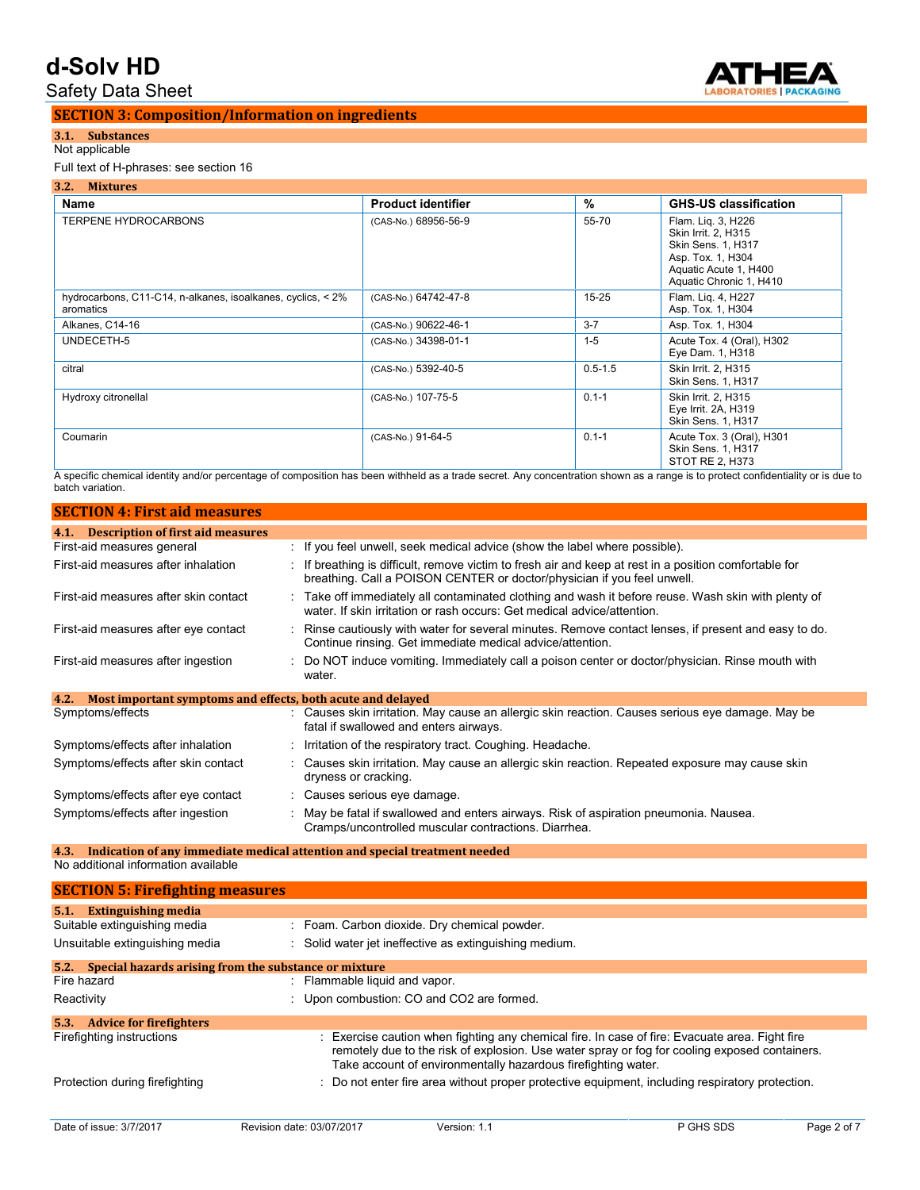## SECTION 3: Composition/Information on ingredients

### 3.1. Substances

Not applicable

Full text of H-phrases: see section 16

### 3.2. Mixtures

| Name | Product identifier | % | GHS-US classification |
|---|---|---|---|
| TERPENE HYDROCARBONS | (CAS-No.) 68956-56-9 | 55-70 | Flam. Liq. 3, H226<br>Skin Irrit. 2, H315<br>Skin Sens. 1, H317<br>Asp. Tox. 1, H304<br>Aquatic Acute 1, H400<br>Aquatic Chronic 1, H410 |
| hydrocarbons, C11-C14, n-alkanes, isoalkanes, cyclics, < 2% aromatics | (CAS-No.) 64742-47-8 | 15-25 | Flam. Liq. 4, H227<br>Asp. Tox. 1, H304 |
| Alkanes, C14-16 | (CAS-No.) 90622-46-1 | 3-7 | Asp. Tox. 1, H304 |
| UNDECETH-5 | (CAS-No.) 34398-01-1 | 1-5 | Acute Tox. 4 (Oral), H302<br>Eye Dam. 1, H318 |
| citral | (CAS-No.) 5392-40-5 | 0.5-1.5 | Skin Irrit. 2, H315<br>Skin Sens. 1, H317 |
| Hydroxy citronellal | (CAS-No.) 107-75-5 | 0.1-1 | Skin Irrit. 2, H315<br>Eye Irrit. 2A, H319<br>Skin Sens. 1, H317 |
| Coumarin | (CAS-No.) 91-64-5 | 0.1-1 | Acute Tox. 3 (Oral), H301<br>Skin Sens. 1, H317<br>STOT RE 2, H373 |

A specific chemical identity and/or percentage of composition has been withheld as a trade secret. Any concentration shown as a range is to protect confidentiality or is due to batch variation.

## SECTION 4: First aid measures

### 4.1. Description of first aid measures

| | |
|---|---|
| First-aid measures general | : If you feel unwell, seek medical advice (show the label where possible). |
| First-aid measures after inhalation | : If breathing is difficult, remove victim to fresh air and keep at rest in a position comfortable for breathing. Call a POISON CENTER or doctor/physician if you feel unwell. |
| First-aid measures after skin contact | : Take off immediately all contaminated clothing and wash it before reuse. Wash skin with plenty of water. If skin irritation or rash occurs: Get medical advice/attention. |
| First-aid measures after eye contact | : Rinse cautiously with water for several minutes. Remove contact lenses, if present and easy to do. Continue rinsing. Get immediate medical advice/attention. |
| First-aid measures after ingestion | : Do NOT induce vomiting. Immediately call a poison center or doctor/physician. Rinse mouth with water. |

### 4.2. Most important symptoms and effects, both acute and delayed

| | |
|---|---|
| Symptoms/effects | : Causes skin irritation. May cause an allergic skin reaction. Causes serious eye damage. May be fatal if swallowed and enters airways. |
| Symptoms/effects after inhalation | : Irritation of the respiratory tract. Coughing. Headache. |
| Symptoms/effects after skin contact | : Causes skin irritation. May cause an allergic skin reaction. Repeated exposure may cause skin dryness or cracking. |
| Symptoms/effects after eye contact | : Causes serious eye damage. |
| Symptoms/effects after ingestion | : May be fatal if swallowed and enters airways. Risk of aspiration pneumonia. Nausea. Cramps/uncontrolled muscular contractions. Diarrhea. |

### 4.3. Indication of any immediate medical attention and special treatment needed

No additional information available

## SECTION 5: Firefighting measures

### 5.1. Extinguishing media

| | |
|---|---|
| Suitable extinguishing media | : Foam. Carbon dioxide. Dry chemical powder. |
| Unsuitable extinguishing media | : Solid water jet ineffective as extinguishing medium. |

### 5.2. Special hazards arising from the substance or mixture

| | |
|---|---|
| Fire hazard | : Flammable liquid and vapor. |
| Reactivity | : Upon combustion: CO and $CO_2$ are formed. |

### 5.3. Advice for firefighters

| | |
|---|---|
| Firefighting instructions | : Exercise caution when fighting any chemical fire. In case of fire: Evacuate area. Fight fire remotely due to the risk of explosion. Use water spray or fog for cooling exposed containers. Take account of environmentally hazardous firefighting water. |
| Protection during firefighting | : Do not enter fire area without proper protective equipment, including respiratory protection. |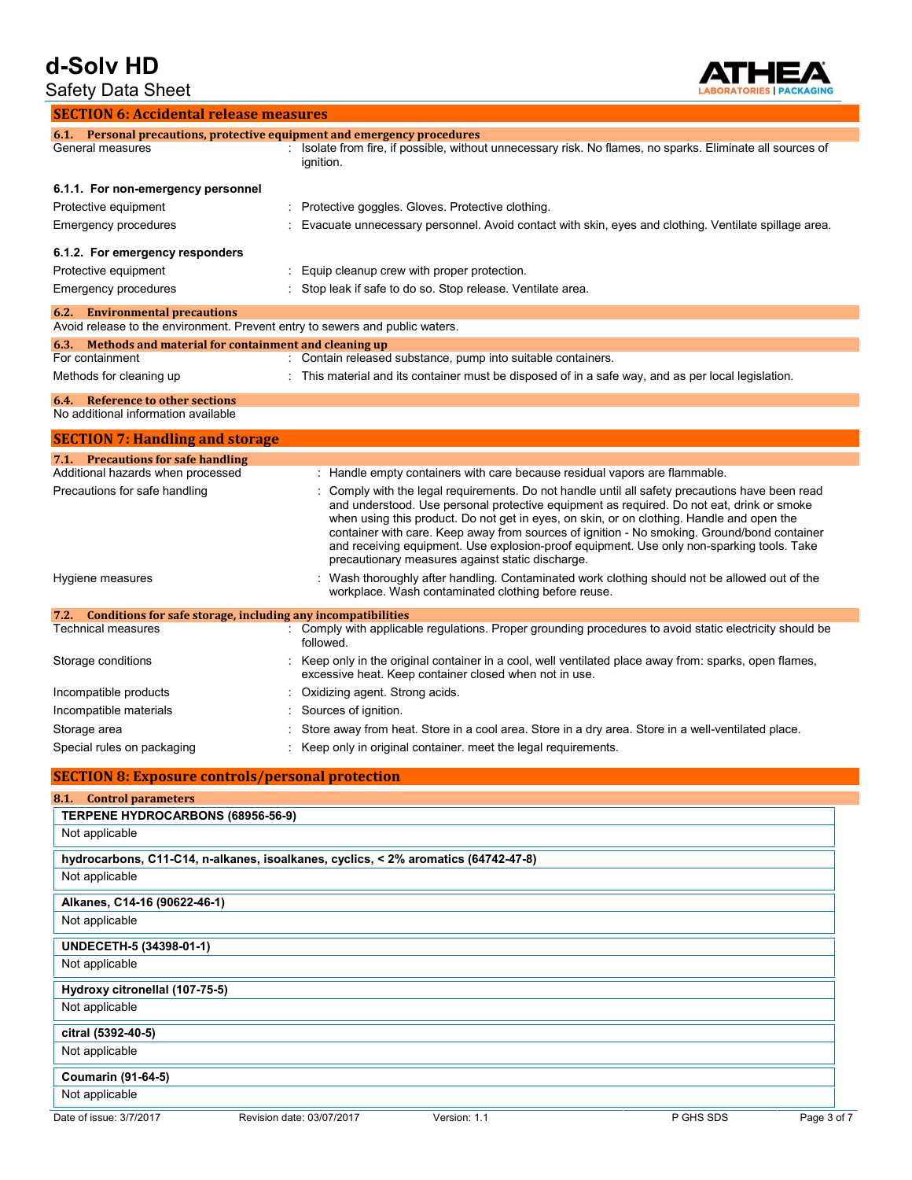## SECTION 6: Accidental release measures

### 6.1. Personal precautions, protective equipment and emergency procedures

General measures : Isolate from fire, if possible, without unnecessary risk. No flames, no sparks. Eliminate all sources of ignition.

#### 6.1.1. For non-emergency personnel

Protective equipment : Protective goggles. Gloves. Protective clothing.

Emergency procedures : Evacuate unnecessary personnel. Avoid contact with skin, eyes and clothing. Ventilate spillage area.

#### 6.1.2. For emergency responders

Protective equipment : Equip cleanup crew with proper protection.

Emergency procedures : Stop leak if safe to do so. Stop release. Ventilate area.

### 6.2. Environmental precautions

Avoid release to the environment. Prevent entry to sewers and public waters.

### 6.3. Methods and material for containment and cleaning up

For containment : Contain released substance, pump into suitable containers.

Methods for cleaning up : This material and its container must be disposed of in a safe way, and as per local legislation.

### 6.4. Reference to other sections

No additional information available

## SECTION 7: Handling and storage

### 7.1. Precautions for safe handling

Additional hazards when processed : Handle empty containers with care because residual vapors are flammable.

Precautions for safe handling : Comply with the legal requirements. Do not handle until all safety precautions have been read and understood. Use personal protective equipment as required. Do not eat, drink or smoke when using this product. Do not get in eyes, on skin, or on clothing. Handle and open the container with care. Keep away from sources of ignition - No smoking. Ground/bond container and receiving equipment. Use explosion-proof equipment. Use only non-sparking tools. Take precautionary measures against static discharge.

Hygiene measures : Wash thoroughly after handling. Contaminated work clothing should not be allowed out of the workplace. Wash contaminated clothing before reuse.

### 7.2. Conditions for safe storage, including any incompatibilities

Technical measures : Comply with applicable regulations. Proper grounding procedures to avoid static electricity should be followed.

Storage conditions : Keep only in the original container in a cool, well ventilated place away from: sparks, open flames, excessive heat. Keep container closed when not in use.

Incompatible products : Oxidizing agent. Strong acids.

Incompatible materials : Sources of ignition.

Storage area : Store away from heat. Store in a cool area. Store in a dry area. Store in a well-ventilated place.

Special rules on packaging : Keep only in original container. meet the legal requirements.

## SECTION 8: Exposure controls/personal protection

### 8.1. Control parameters

| TERPENE HYDROCARBONS (68956-56-9) |
|---|
| Not applicable |

| hydrocarbons, C11-C14, n-alkanes, isoalkanes, cyclics, < 2% aromatics (64742-47-8) |
|---|
| Not applicable |

| Alkanes, C14-16 (90622-46-1) |
|---|
| Not applicable |

| UNDECETH-5 (34398-01-1) |
|---|
| Not applicable |

| Hydroxy citronellal (107-75-5) |
|---|
| Not applicable |

| citral (5392-40-5) |
|---|
| Not applicable |

| Coumarin (91-64-5) |
|---|
| Not applicable |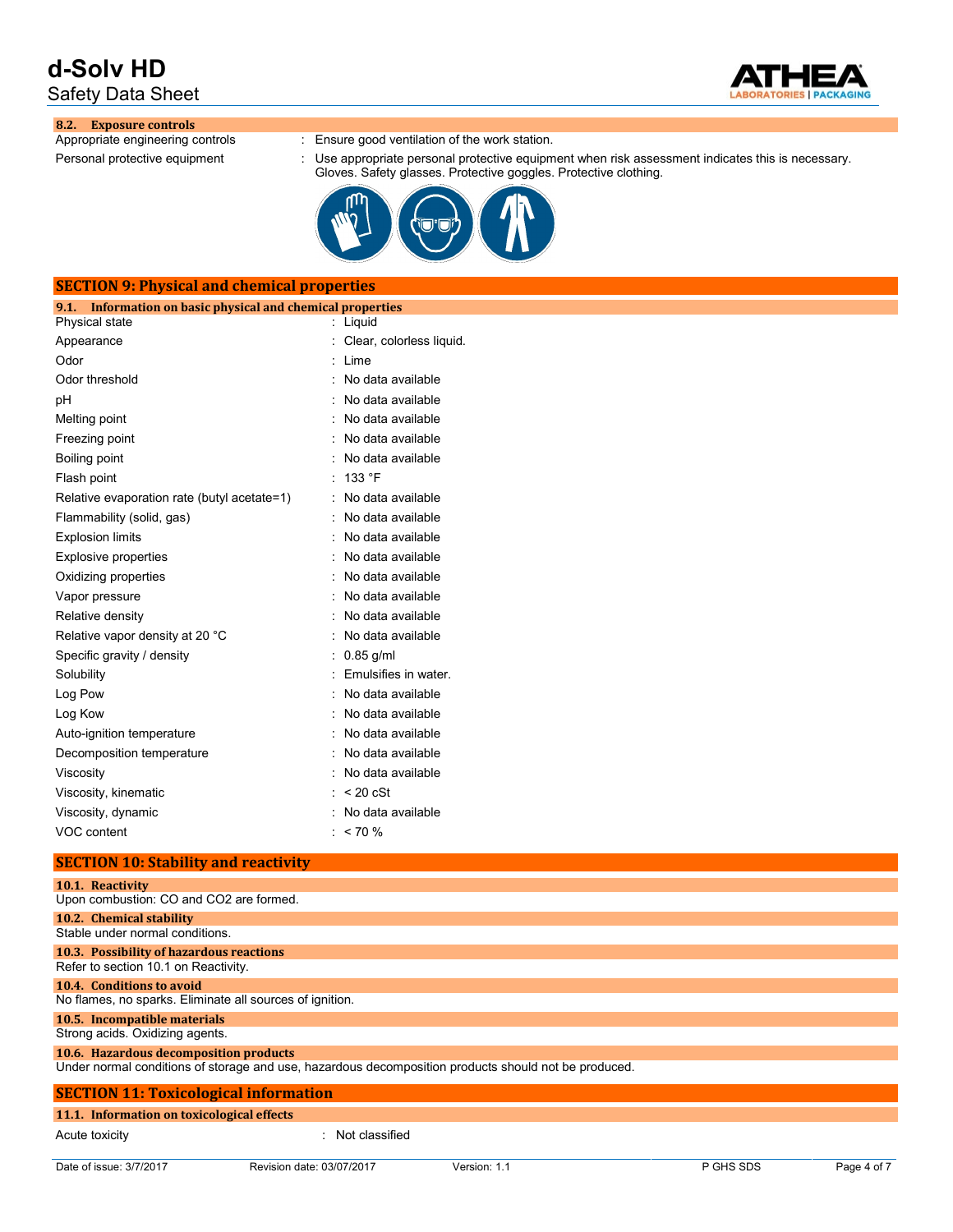### 8.2. Exposure controls

| | |
|---|---|
| Appropriate engineering controls | : Ensure good ventilation of the work station. |
| Personal protective equipment | : Use appropriate personal protective equipment when risk assessment indicates this is necessary. Gloves. Safety glasses. Protective goggles. Protective clothing. |

## SECTION 9: Physical and chemical properties

### 9.1. Information on basic physical and chemical properties

| | |
|---|---|
| Physical state | : Liquid |
| Appearance | : Clear, colorless liquid. |
| Odor | : Lime |
| Odor threshold | : No data available |
| pH | : No data available |
| Melting point | : No data available |
| Freezing point | : No data available |
| Boiling point | : No data available |
| Flash point | : 133 °F |
| Relative evaporation rate (butyl acetate=1) | : No data available |
| Flammability (solid, gas) | : No data available |
| Explosion limits | : No data available |
| Explosive properties | : No data available |
| Oxidizing properties | : No data available |
| Vapor pressure | : No data available |
| Relative density | : No data available |
| Relative vapor density at 20 °C | : No data available |
| Specific gravity / density | : 0.85 g/ml |
| Solubility | : Emulsifies in water. |
| Log Pow | : No data available |
| Log Kow | : No data available |
| Auto-ignition temperature | : No data available |
| Decomposition temperature | : No data available |
| Viscosity | : No data available |
| Viscosity, kinematic | : < 20 cSt |
| Viscosity, dynamic | : No data available |
| VOC content | : < 70 % |

## SECTION 10: Stability and reactivity

### 10.1. Reactivity

Upon combustion: CO and $CO_2$ are formed.

### 10.2. Chemical stability

Stable under normal conditions.

### 10.3. Possibility of hazardous reactions

Refer to section 10.1 on Reactivity.

### 10.4. Conditions to avoid

No flames, no sparks. Eliminate all sources of ignition.

### 10.5. Incompatible materials

Strong acids. Oxidizing agents.

### 10.6. Hazardous decomposition products

Under normal conditions of storage and use, hazardous decomposition products should not be produced.

## SECTION 11: Toxicological information

### 11.1. Information on toxicological effects

| | |
|---|---|
| Acute toxicity | : Not classified |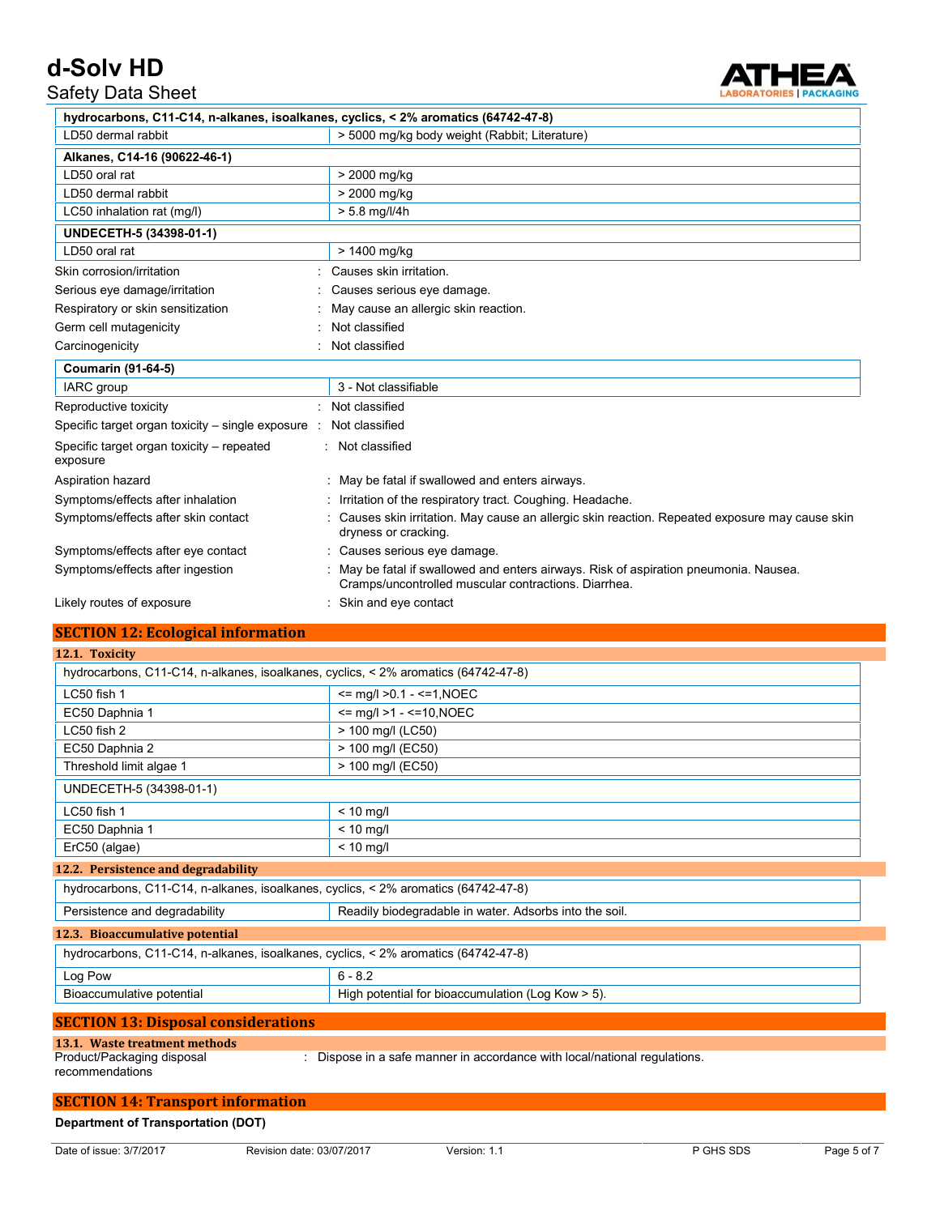| hydrocarbons, C11-C14, n-alkanes, isoalkanes, cyclics, < 2% aromatics (64742-47-8) | |
|---|---|
| LD50 dermal rabbit | > 5000 mg/kg body weight (Rabbit; Literature) |

| Alkanes, C14-16 (90622-46-1) | |
|---|---|
| LD50 oral rat | > 2000 mg/kg |
| LD50 dermal rabbit | > 2000 mg/kg |
| LC50 inhalation rat (mg/l) | > 5.8 mg/l/4h |

| UNDECETH-5 (34398-01-1) | |
|---|---|
| LD50 oral rat | > 1400 mg/kg |

Skin corrosion/irritation : Causes skin irritation.

Serious eye damage/irritation : Causes serious eye damage.

Respiratory or skin sensitization : May cause an allergic skin reaction.

Germ cell mutagenicity : Not classified

Carcinogenicity : Not classified

| Coumarin (91-64-5) | |
|---|---|
| IARC group | 3 - Not classifiable |

Reproductive toxicity : Not classified

Specific target organ toxicity – single exposure : Not classified

Specific target organ toxicity – repeated exposure : Not classified

Aspiration hazard : May be fatal if swallowed and enters airways.

Symptoms/effects after inhalation : Irritation of the respiratory tract. Coughing. Headache.

Symptoms/effects after skin contact : Causes skin irritation. May cause an allergic skin reaction. Repeated exposure may cause skin dryness or cracking.

Symptoms/effects after eye contact : Causes serious eye damage.

Symptoms/effects after ingestion : May be fatal if swallowed and enters airways. Risk of aspiration pneumonia. Nausea. Cramps/uncontrolled muscular contractions. Diarrhea.

Likely routes of exposure : Skin and eye contact

## SECTION 12: Ecological information

### 12.1. Toxicity

| hydrocarbons, C11-C14, n-alkanes, isoalkanes, cyclics, < 2% aromatics (64742-47-8) | |
|---|---|
| LC50 fish 1 | <= mg/l >0.1 - <=1,NOEC |
| EC50 Daphnia 1 | <= mg/l >1 - <=10,NOEC |
| LC50 fish 2 | > 100 mg/l (LC50) |
| EC50 Daphnia 2 | > 100 mg/l (EC50) |
| Threshold limit algae 1 | > 100 mg/l (EC50) |

| UNDECETH-5 (34398-01-1) | |
|---|---|
| LC50 fish 1 | < 10 mg/l |
| EC50 Daphnia 1 | < 10 mg/l |
| ErC50 (algae) | < 10 mg/l |

### 12.2. Persistence and degradability

| hydrocarbons, C11-C14, n-alkanes, isoalkanes, cyclics, < 2% aromatics (64742-47-8) | |
|---|---|
| Persistence and degradability | Readily biodegradable in water. Adsorbs into the soil. |

### 12.3. Bioaccumulative potential

| hydrocarbons, C11-C14, n-alkanes, isoalkanes, cyclics, < 2% aromatics (64742-47-8) | |
|---|---|
| Log Pow | 6 - 8.2 |
| Bioaccumulative potential | High potential for bioaccumulation (Log Kow > 5). |

## SECTION 13: Disposal considerations

### 13.1. Waste treatment methods

Product/Packaging disposal recommendations : Dispose in a safe manner in accordance with local/national regulations.

## SECTION 14: Transport information

**Department of Transportation (DOT)**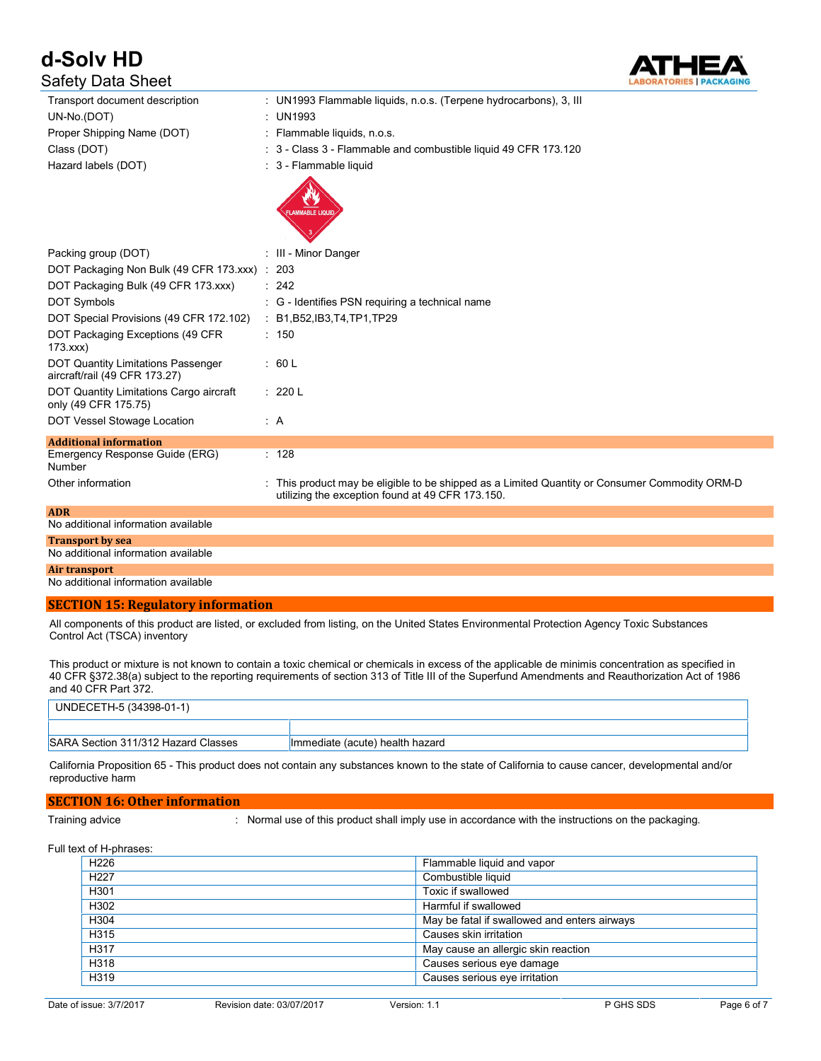| | | |
|---|---|---|
| Transport document description | : | UN1993 Flammable liquids, n.o.s. (Terpene hydrocarbons), 3, III |
| UN-No.(DOT) | : | UN1993 |
| Proper Shipping Name (DOT) | : | Flammable liquids, n.o.s. |
| Class (DOT) | : | 3 - Class 3 - Flammable and combustible liquid 49 CFR 173.120 |
| Hazard labels (DOT) | : | 3 - Flammable liquid |
| Packing group (DOT) | : | III - Minor Danger |
| DOT Packaging Non Bulk (49 CFR 173.xxx) | : | 203 |
| DOT Packaging Bulk (49 CFR 173.xxx) | : | 242 |
| DOT Symbols | : | G - Identifies PSN requiring a technical name |
| DOT Special Provisions (49 CFR 172.102) | : | B1,B52,IB3,T4,TP1,TP29 |
| DOT Packaging Exceptions (49 CFR 173.xxx) | : | 150 |
| DOT Quantity Limitations Passenger aircraft/rail (49 CFR 173.27) | : | 60 L |
| DOT Quantity Limitations Cargo aircraft only (49 CFR 175.75) | : | 220 L |
| DOT Vessel Stowage Location | : | A |

**Additional information**

| | | |
|---|---|---|
| Emergency Response Guide (ERG) Number | : | 128 |
| Other information | : | This product may be eligible to be shipped as a Limited Quantity or Consumer Commodity ORM-D utilizing the exception found at 49 CFR 173.150. |

**ADR**

No additional information available

**Transport by sea**

No additional information available

**Air transport**

No additional information available

## SECTION 15: Regulatory information

All components of this product are listed, or excluded from listing, on the United States Environmental Protection Agency Toxic Substances Control Act (TSCA) inventory

This product or mixture is not known to contain a toxic chemical or chemicals in excess of the applicable de minimis concentration as specified in 40 CFR §372.38(a) subject to the reporting requirements of section 313 of Title III of the Superfund Amendments and Reauthorization Act of 1986 and 40 CFR Part 372.

| UNDECETH-5 (34398-01-1) | |
|---|---|
| | |
| SARA Section 311/312 Hazard Classes | Immediate (acute) health hazard |

California Proposition 65 - This product does not contain any substances known to the state of California to cause cancer, developmental and/or reproductive harm

## SECTION 16: Other information

Training advice : Normal use of this product shall imply use in accordance with the instructions on the packaging.

Full text of H-phrases:

| | |
|---|---|
| H226 | Flammable liquid and vapor |
| H227 | Combustible liquid |
| H301 | Toxic if swallowed |
| H302 | Harmful if swallowed |
| H304 | May be fatal if swallowed and enters airways |
| H315 | Causes skin irritation |
| H317 | May cause an allergic skin reaction |
| H318 | Causes serious eye damage |
| H319 | Causes serious eye irritation |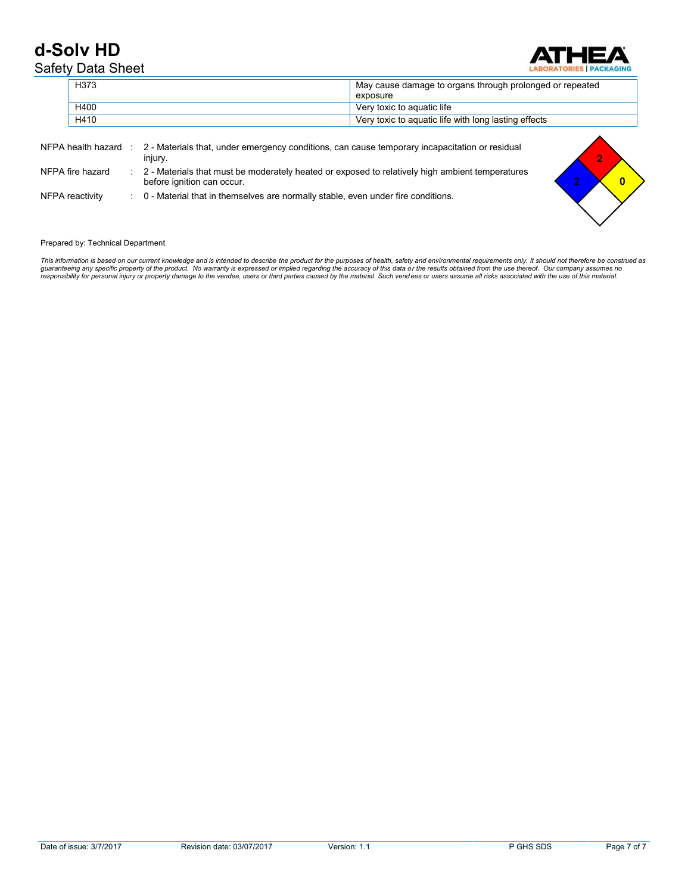| | |
|---|---|
| H373 | May cause damage to organs through prolonged or repeated exposure |
| H400 | Very toxic to aquatic life |
| H410 | Very toxic to aquatic life with long lasting effects |

NFPA health hazard : 2 - Materials that, under emergency conditions, can cause temporary incapacitation or residual injury.

NFPA fire hazard : 2 - Materials that must be moderately heated or exposed to relatively high ambient temperatures before ignition can occur.

NFPA reactivity : 0 - Material that in themselves are normally stable, even under fire conditions.

2

2

0

Prepared by: Technical Department

*This information is based on our current knowledge and is intended to describe the product for the purposes of health, safety and environmental requirements only. It should not therefore be construed as guaranteeing any specific property of the product. No warranty is expressed or implied regarding the accuracy of this data or the results obtained from the use thereof. Our company assumes no responsibility for personal injury or property damage to the vendee, users or third parties caused by the material. Such vendees or users assume all risks associated with the use of this material.*